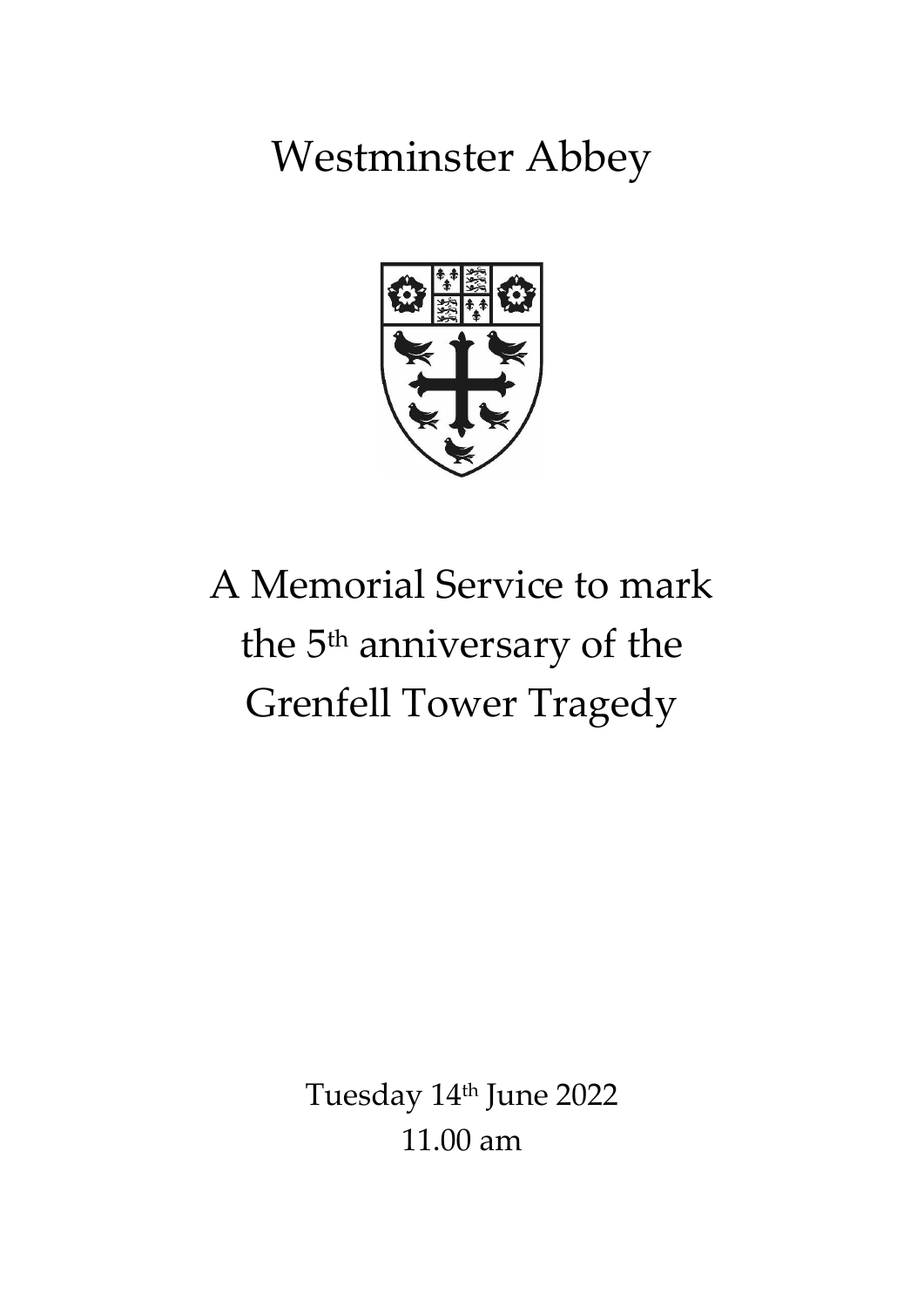# Westminster Abbey

## A Memorial Service to mark the 5th anniversary of the Grenfell Tower Tragedy

Tuesday 14th June 2022
11.00 am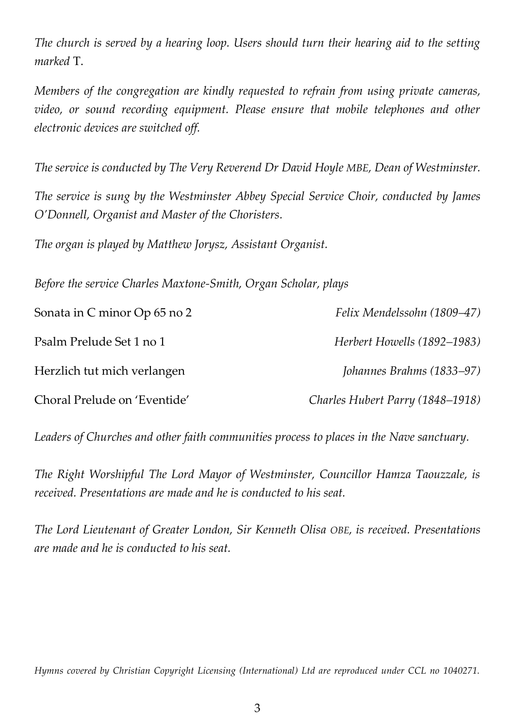*The church is served by a hearing loop. Users should turn their hearing aid to the setting marked* T.

*Members of the congregation are kindly requested to refrain from using private cameras, video, or sound recording equipment. Please ensure that mobile telephones and other electronic devices are switched off.*

*The service is conducted by The Very Reverend Dr David Hoyle MBE, Dean of Westminster.*

*The service is sung by the Westminster Abbey Special Service Choir, conducted by James O'Donnell, Organist and Master of the Choristers.*

*The organ is played by Matthew Jorysz, Assistant Organist.*

*Before the service Charles Maxtone-Smith, Organ Scholar, plays*

Sonata in C minor Op 65 no 2 — *Felix Mendelssohn (1809–47)*

Psalm Prelude Set 1 no 1 — *Herbert Howells (1892–1983)*

Herzlich tut mich verlangen — *Johannes Brahms (1833–97)*

Choral Prelude on 'Eventide' — *Charles Hubert Parry (1848–1918)*

*Leaders of Churches and other faith communities process to places in the Nave sanctuary.*

*The Right Worshipful The Lord Mayor of Westminster, Councillor Hamza Taouzzale, is received. Presentations are made and he is conducted to his seat.*

*The Lord Lieutenant of Greater London, Sir Kenneth Olisa OBE, is received. Presentations are made and he is conducted to his seat.*

*Hymns covered by Christian Copyright Licensing (International) Ltd are reproduced under CCL no 1040271.*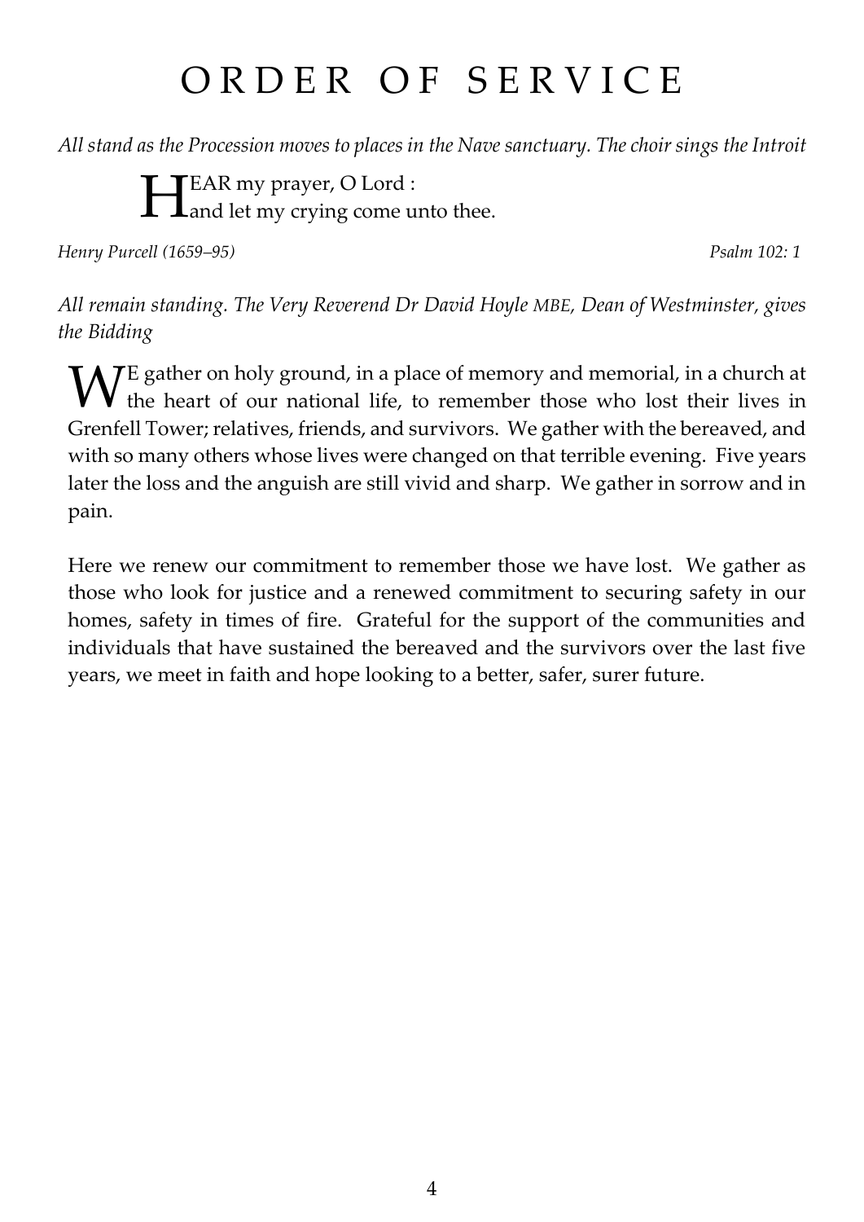# ORDER OF SERVICE

*All stand as the Procession moves to places in the Nave sanctuary. The choir sings the Introit*

> HEAR my prayer, O Lord :
> and let my crying come unto thee.

*Henry Purcell (1659–95)* *Psalm 102: 1*

*All remain standing. The Very Reverend Dr David Hoyle MBE, Dean of Westminster, gives the Bidding*

WE gather on holy ground, in a place of memory and memorial, in a church at the heart of our national life, to remember those who lost their lives in Grenfell Tower; relatives, friends, and survivors. We gather with the bereaved, and with so many others whose lives were changed on that terrible evening. Five years later the loss and the anguish are still vivid and sharp. We gather in sorrow and in pain.

Here we renew our commitment to remember those we have lost. We gather as those who look for justice and a renewed commitment to securing safety in our homes, safety in times of fire. Grateful for the support of the communities and individuals that have sustained the bereaved and the survivors over the last five years, we meet in faith and hope looking to a better, safer, surer future.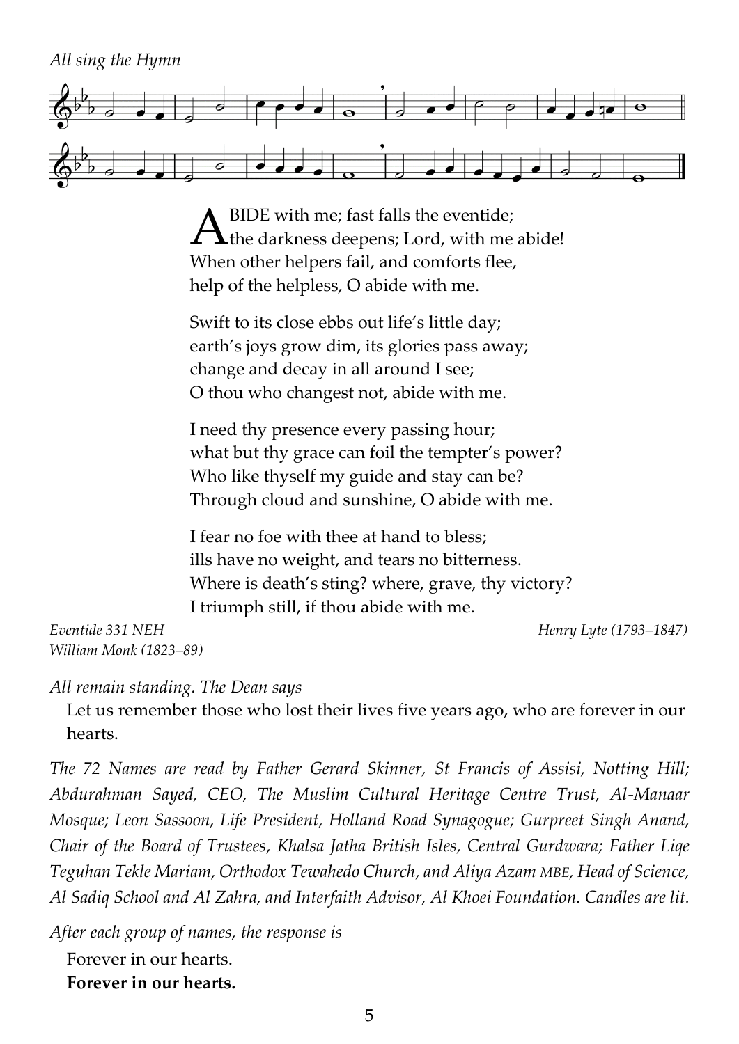*All sing the Hymn*

ABIDE with me; fast falls the eventide;
the darkness deepens; Lord, with me abide!
When other helpers fail, and comforts flee,
help of the helpless, O abide with me.

Swift to its close ebbs out life's little day;
earth's joys grow dim, its glories pass away;
change and decay in all around I see;
O thou who changest not, abide with me.

I need thy presence every passing hour;
what but thy grace can foil the tempter's power?
Who like thyself my guide and stay can be?
Through cloud and sunshine, O abide with me.

I fear no foe with thee at hand to bless;
ills have no weight, and tears no bitterness.
Where is death's sting? where, grave, thy victory?
I triumph still, if thou abide with me.

*Eventide 331 NEH* *Henry Lyte (1793–1847)*
*William Monk (1823–89)*

*All remain standing. The Dean says*

Let us remember those who lost their lives five years ago, who are forever in our hearts.

*The 72 Names are read by Father Gerard Skinner, St Francis of Assisi, Notting Hill; Abdurahman Sayed, CEO, The Muslim Cultural Heritage Centre Trust, Al-Manaar Mosque; Leon Sassoon, Life President, Holland Road Synagogue; Gurpreet Singh Anand, Chair of the Board of Trustees, Khalsa Jatha British Isles, Central Gurdwara; Father Liqe Teguhan Tekle Mariam, Orthodox Tewahedo Church, and Aliya Azam MBE, Head of Science, Al Sadiq School and Al Zahra, and Interfaith Advisor, Al Khoei Foundation. Candles are lit.*

*After each group of names, the response is*

Forever in our hearts.
**Forever in our hearts.**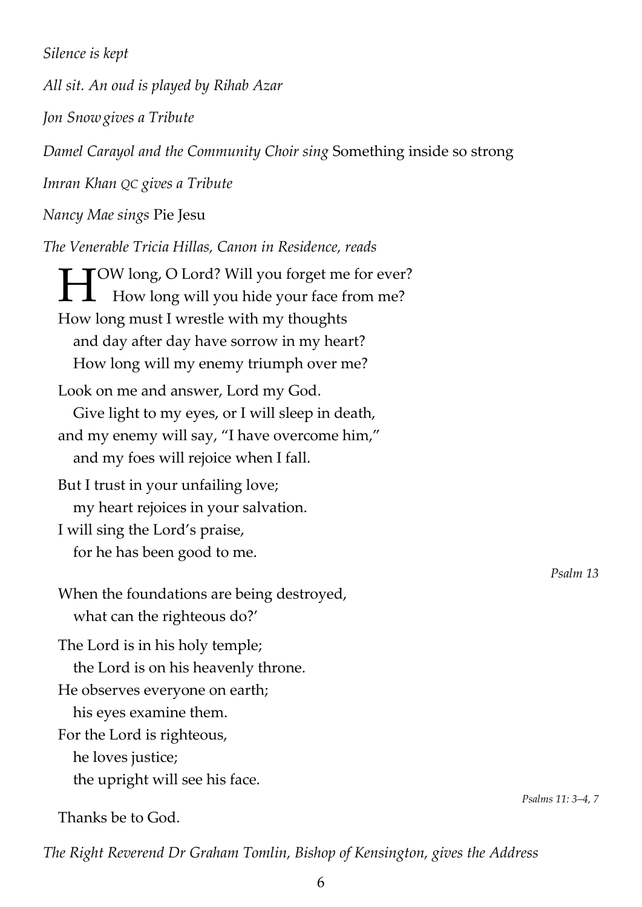*Silence is kept*

*All sit. An oud is played by Rihab Azar*

*Jon Snow gives a Tribute*

*Damel Carayol and the Community Choir sing* Something inside so strong

*Imran Khan QC gives a Tribute*

*Nancy Mae sings* Pie Jesu

*The Venerable Tricia Hillas, Canon in Residence, reads*

HOW long, O Lord? Will you forget me for ever?
  How long will you hide your face from me?
How long must I wrestle with my thoughts
  and day after day have sorrow in my heart?
  How long will my enemy triumph over me?

Look on me and answer, Lord my God.
  Give light to my eyes, or I will sleep in death,
and my enemy will say, "I have overcome him,"
  and my foes will rejoice when I fall.

But I trust in your unfailing love;
  my heart rejoices in your salvation.
I will sing the Lord's praise,
  for he has been good to me.

*Psalm 13*

When the foundations are being destroyed,
  what can the righteous do?'

The Lord is in his holy temple;
  the Lord is on his heavenly throne.
He observes everyone on earth;
  his eyes examine them.
For the Lord is righteous,
  he loves justice;
  the upright will see his face.

*Psalms 11: 3–4, 7*

Thanks be to God.

*The Right Reverend Dr Graham Tomlin, Bishop of Kensington, gives the Address*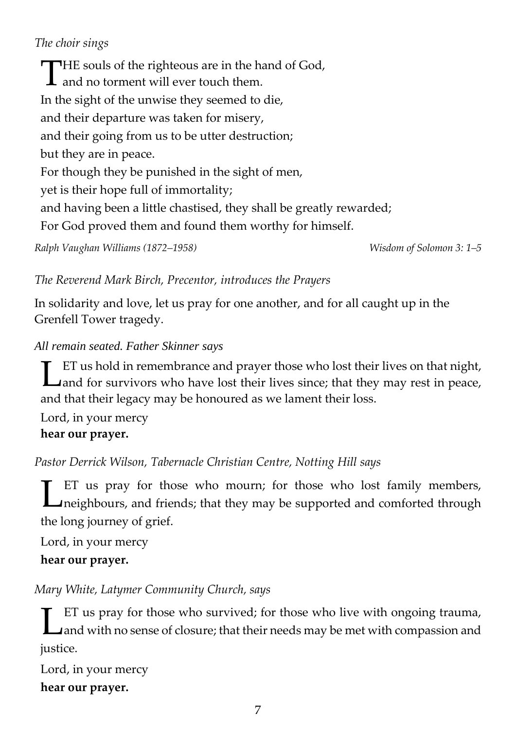*The choir sings*

THE souls of the righteous are in the hand of God,
and no torment will ever touch them.
In the sight of the unwise they seemed to die,
and their departure was taken for misery,
and their going from us to be utter destruction;
but they are in peace.
For though they be punished in the sight of men,
yet is their hope full of immortality;
and having been a little chastised, they shall be greatly rewarded;
For God proved them and found them worthy for himself.

*Ralph Vaughan Williams (1872–1958)* *Wisdom of Solomon 3: 1–5*

*The Reverend Mark Birch, Precentor, introduces the Prayers*

In solidarity and love, let us pray for one another, and for all caught up in the Grenfell Tower tragedy.

*All remain seated. Father Skinner says*

LET us hold in remembrance and prayer those who lost their lives on that night, and for survivors who have lost their lives since; that they may rest in peace, and that their legacy may be honoured as we lament their loss.

Lord, in your mercy
**hear our prayer.**

*Pastor Derrick Wilson, Tabernacle Christian Centre, Notting Hill says*

LET us pray for those who mourn; for those who lost family members, neighbours, and friends; that they may be supported and comforted through the long journey of grief.

Lord, in your mercy
**hear our prayer.**

*Mary White, Latymer Community Church, says*

LET us pray for those who survived; for those who live with ongoing trauma, and with no sense of closure; that their needs may be met with compassion and justice.

Lord, in your mercy
**hear our prayer.**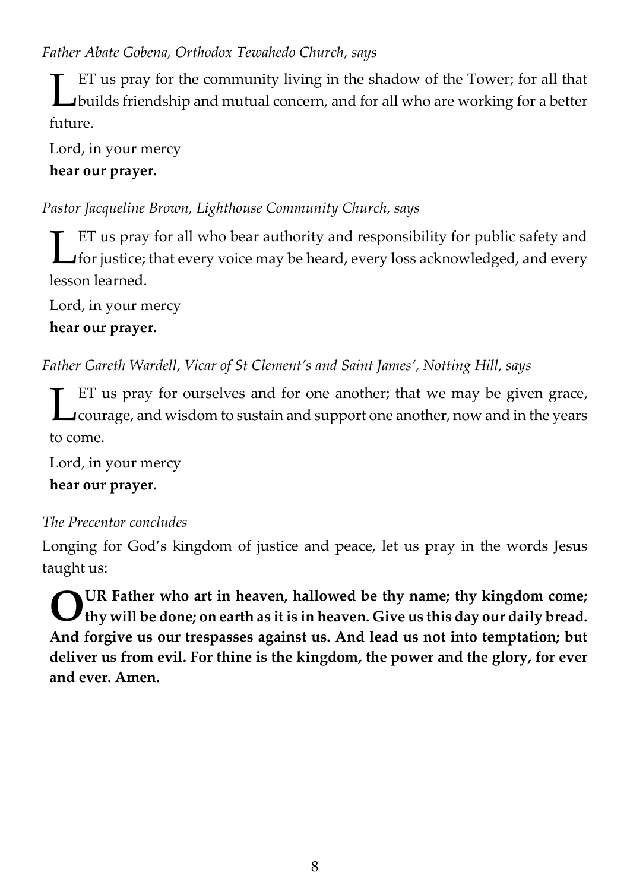*Father Abate Gobena, Orthodox Tewahedo Church, says*

LET us pray for the community living in the shadow of the Tower; for all that builds friendship and mutual concern, and for all who are working for a better future.

Lord, in your mercy
**hear our prayer.**

*Pastor Jacqueline Brown, Lighthouse Community Church, says*

LET us pray for all who bear authority and responsibility for public safety and for justice; that every voice may be heard, every loss acknowledged, and every lesson learned.

Lord, in your mercy
**hear our prayer.**

*Father Gareth Wardell, Vicar of St Clement's and Saint James', Notting Hill, says*

LET us pray for ourselves and for one another; that we may be given grace, courage, and wisdom to sustain and support one another, now and in the years to come.

Lord, in your mercy
**hear our prayer.**

*The Precentor concludes*

Longing for God's kingdom of justice and peace, let us pray in the words Jesus taught us:

**OUR Father who art in heaven, hallowed be thy name; thy kingdom come; thy will be done; on earth as it is in heaven. Give us this day our daily bread. And forgive us our trespasses against us. And lead us not into temptation; but deliver us from evil. For thine is the kingdom, the power and the glory, for ever and ever. Amen.**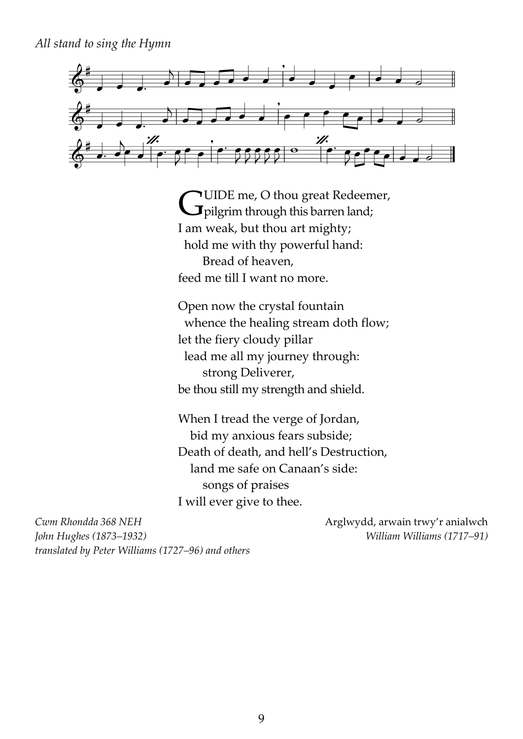*All stand to sing the Hymn*

GUIDE me, O thou great Redeemer,
pilgrim through this barren land;
I am weak, but thou art mighty;
hold me with thy powerful hand:
Bread of heaven,
feed me till I want no more.

Open now the crystal fountain
whence the healing stream doth flow;
let the fiery cloudy pillar
lead me all my journey through:
strong Deliverer,
be thou still my strength and shield.

When I tread the verge of Jordan,
bid my anxious fears subside;
Death of death, and hell's Destruction,
land me safe on Canaan's side:
songs of praises
I will ever give to thee.

*Cwm Rhondda 368 NEH*
*John Hughes (1873–1932)*
*translated by Peter Williams (1727–96) and others*

Arglwydd, arwain trwy'r anialwch
*William Williams (1717–91)*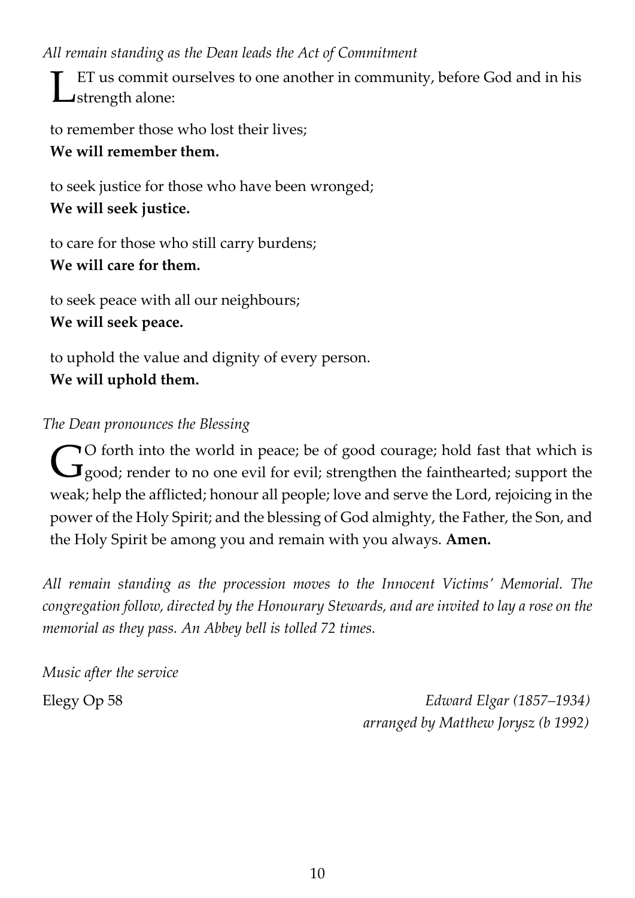*All remain standing as the Dean leads the Act of Commitment*

LET us commit ourselves to one another in community, before God and in his strength alone:

to remember those who lost their lives;
**We will remember them.**

to seek justice for those who have been wronged;
**We will seek justice.**

to care for those who still carry burdens;
**We will care for them.**

to seek peace with all our neighbours;
**We will seek peace.**

to uphold the value and dignity of every person.
**We will uphold them.**

*The Dean pronounces the Blessing*

GO forth into the world in peace; be of good courage; hold fast that which is good; render to no one evil for evil; strengthen the fainthearted; support the weak; help the afflicted; honour all people; love and serve the Lord, rejoicing in the power of the Holy Spirit; and the blessing of God almighty, the Father, the Son, and the Holy Spirit be among you and remain with you always. **Amen.**

*All remain standing as the procession moves to the Innocent Victims' Memorial. The congregation follow, directed by the Honourary Stewards, and are invited to lay a rose on the memorial as they pass. An Abbey bell is tolled 72 times.*

*Music after the service*

Elegy Op 58 — *Edward Elgar (1857–1934)*
*arranged by Matthew Jorysz (b 1992)*